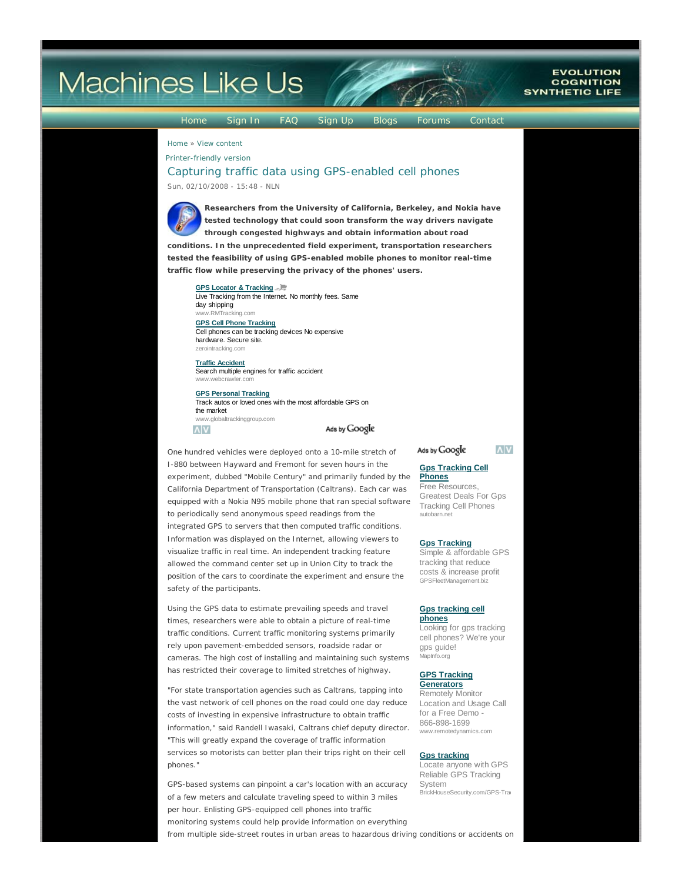# Machines Like Us

EVOLUTION
COGNITION
SYNTHETIC LIFE

Home | Sign In | FAQ | Sign Up | Blogs | Forums | Contact

Home » View content

Printer-friendly version

## Capturing traffic data using GPS-enabled cell phones

Sun, 02/10/2008 - 15:48 - NLN

**Researchers from the University of California, Berkeley, and Nokia have tested technology that could soon transform the way drivers navigate through congested highways and obtain information about road conditions. In the unprecedented field experiment, transportation researchers tested the feasibility of using GPS-enabled mobile phones to monitor real-time traffic flow while preserving the privacy of the phones' users.**

One hundred vehicles were deployed onto a 10-mile stretch of I-880 between Hayward and Fremont for seven hours in the experiment, dubbed "Mobile Century" and primarily funded by the California Department of Transportation (Caltrans). Each car was equipped with a Nokia N95 mobile phone that ran special software to periodically send anonymous speed readings from the integrated GPS to servers that then computed traffic conditions. Information was displayed on the Internet, allowing viewers to visualize traffic in real time. An independent tracking feature allowed the command center set up in Union City to track the position of the cars to coordinate the experiment and ensure the safety of the participants.

Using the GPS data to estimate prevailing speeds and travel times, researchers were able to obtain a picture of real-time traffic conditions. Current traffic monitoring systems primarily rely upon pavement-embedded sensors, roadside radar or cameras. The high cost of installing and maintaining such systems has restricted their coverage to limited stretches of highway.

"For state transportation agencies such as Caltrans, tapping into the vast network of cell phones on the road could one day reduce costs of investing in expensive infrastructure to obtain traffic information," said Randell Iwasaki, Caltrans chief deputy director. "This will greatly expand the coverage of traffic information services so motorists can better plan their trips right on their cell phones."

GPS-based systems can pinpoint a car's location with an accuracy of a few meters and calculate traveling speed to within 3 miles per hour. Enlisting GPS-equipped cell phones into traffic monitoring systems could help provide information on everything from multiple side-street routes in urban areas to hazardous driving conditions or accidents on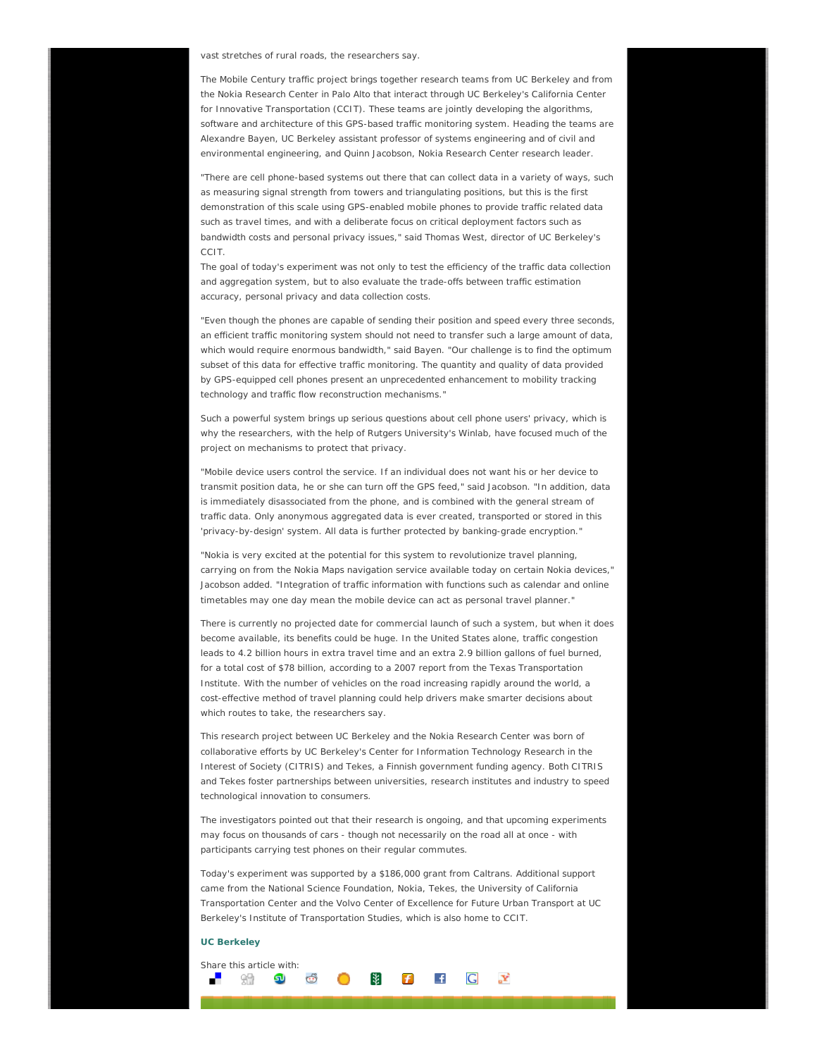vast stretches of rural roads, the researchers say.

The Mobile Century traffic project brings together research teams from UC Berkeley and from the Nokia Research Center in Palo Alto that interact through UC Berkeley's California Center for Innovative Transportation (CCIT). These teams are jointly developing the algorithms, software and architecture of this GPS-based traffic monitoring system. Heading the teams are Alexandre Bayen, UC Berkeley assistant professor of systems engineering and of civil and environmental engineering, and Quinn Jacobson, Nokia Research Center research leader.

"There are cell phone-based systems out there that can collect data in a variety of ways, such as measuring signal strength from towers and triangulating positions, but this is the first demonstration of this scale using GPS-enabled mobile phones to provide traffic related data such as travel times, and with a deliberate focus on critical deployment factors such as bandwidth costs and personal privacy issues," said Thomas West, director of UC Berkeley's CCIT.

The goal of today's experiment was not only to test the efficiency of the traffic data collection and aggregation system, but to also evaluate the trade-offs between traffic estimation accuracy, personal privacy and data collection costs.

"Even though the phones are capable of sending their position and speed every three seconds, an efficient traffic monitoring system should not need to transfer such a large amount of data, which would require enormous bandwidth," said Bayen. "Our challenge is to find the optimum subset of this data for effective traffic monitoring. The quantity and quality of data provided by GPS-equipped cell phones present an unprecedented enhancement to mobility tracking technology and traffic flow reconstruction mechanisms."

Such a powerful system brings up serious questions about cell phone users' privacy, which is why the researchers, with the help of Rutgers University's Winlab, have focused much of the project on mechanisms to protect that privacy.

"Mobile device users control the service. If an individual does not want his or her device to transmit position data, he or she can turn off the GPS feed," said Jacobson. "In addition, data is immediately disassociated from the phone, and is combined with the general stream of traffic data. Only anonymous aggregated data is ever created, transported or stored in this 'privacy-by-design' system. All data is further protected by banking-grade encryption."

"Nokia is very excited at the potential for this system to revolutionize travel planning, carrying on from the Nokia Maps navigation service available today on certain Nokia devices," Jacobson added. "Integration of traffic information with functions such as calendar and online timetables may one day mean the mobile device can act as personal travel planner."

There is currently no projected date for commercial launch of such a system, but when it does become available, its benefits could be huge. In the United States alone, traffic congestion leads to 4.2 billion hours in extra travel time and an extra 2.9 billion gallons of fuel burned, for a total cost of $78 billion, according to a 2007 report from the Texas Transportation Institute. With the number of vehicles on the road increasing rapidly around the world, a cost-effective method of travel planning could help drivers make smarter decisions about which routes to take, the researchers say.

This research project between UC Berkeley and the Nokia Research Center was born of collaborative efforts by UC Berkeley's Center for Information Technology Research in the Interest of Society (CITRIS) and Tekes, a Finnish government funding agency. Both CITRIS and Tekes foster partnerships between universities, research institutes and industry to speed technological innovation to consumers.

The investigators pointed out that their research is ongoing, and that upcoming experiments may focus on thousands of cars - though not necessarily on the road all at once - with participants carrying test phones on their regular commutes.

Today's experiment was supported by a $186,000 grant from Caltrans. Additional support came from the National Science Foundation, Nokia, Tekes, the University of California Transportation Center and the Volvo Center of Excellence for Future Urban Transport at UC Berkeley's Institute of Transportation Studies, which is also home to CCIT.

**UC Berkeley**

Share this article with: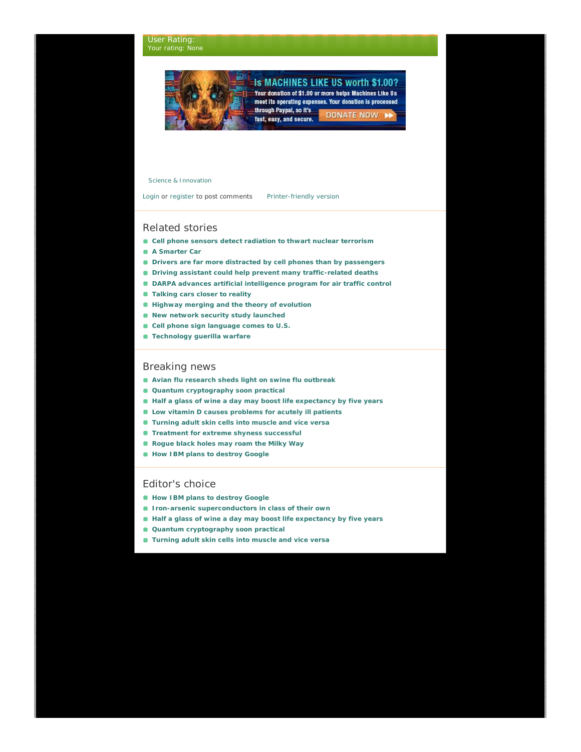User Rating:
Your rating: None

Science & Innovation

Login or register to post comments     Printer-friendly version

## Related stories

- **Cell phone sensors detect radiation to thwart nuclear terrorism**
- **A Smarter Car**
- **Drivers are far more distracted by cell phones than by passengers**
- **Driving assistant could help prevent many traffic-related deaths**
- **DARPA advances artificial intelligence program for air traffic control**
- **Talking cars closer to reality**
- **Highway merging and the theory of evolution**
- **New network security study launched**
- **Cell phone sign language comes to U.S.**
- **Technology guerilla warfare**

## Breaking news

- **Avian flu research sheds light on swine flu outbreak**
- **Quantum cryptography soon practical**
- **Half a glass of wine a day may boost life expectancy by five years**
- **Low vitamin D causes problems for acutely ill patients**
- **Turning adult skin cells into muscle and vice versa**
- **Treatment for extreme shyness successful**
- **Rogue black holes may roam the Milky Way**
- **How IBM plans to destroy Google**

## Editor's choice

- **How IBM plans to destroy Google**
- **Iron-arsenic superconductors in class of their own**
- **Half a glass of wine a day may boost life expectancy by five years**
- **Quantum cryptography soon practical**
- **Turning adult skin cells into muscle and vice versa**